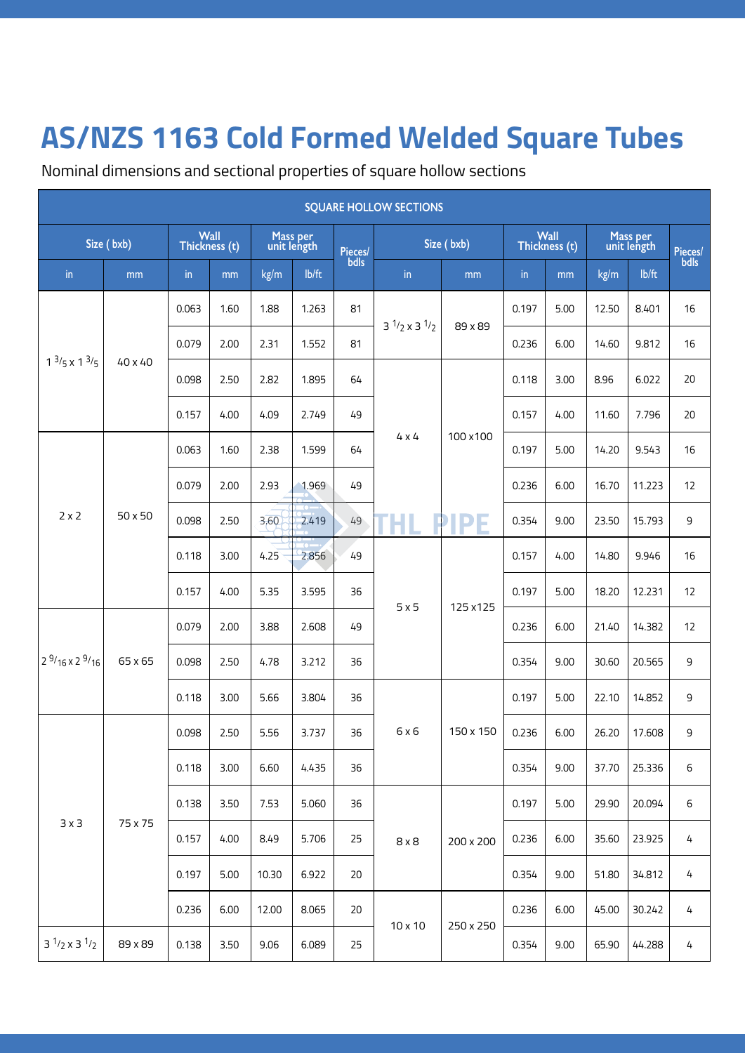# AS/NZS 1163 Cold Formed Welded Square Tubes

Nominal dimensions and sectional properties of square hollow sections

| SQUARE HOLLOW SECTIONS | | | | | | | | | | | | | | |
|---|---|---|---|---|---|---|---|---|---|---|---|---|---|---|
| Size ( bxb) | | Wall Thickness (t) | | Mass per unit length | | Pieces/ bdls | Size ( bxb) | | Wall Thickness (t) | | Mass per unit length | | Pieces/ bdls |
| in | mm | in | mm | kg/m | lb/ft | | in | mm | in | mm | kg/m | lb/ft | |
| 1 3/5 x 1 3/5 | 40 x 40 | 0.063 | 1.60 | 1.88 | 1.263 | 81 | 3 1/2 x 3 1/2 | 89 x 89 | 0.197 | 5.00 | 12.50 | 8.401 | 16 |
| | | 0.079 | 2.00 | 2.31 | 1.552 | 81 | | | 0.236 | 6.00 | 14.60 | 9.812 | 16 |
| | | 0.098 | 2.50 | 2.82 | 1.895 | 64 | 4 x 4 | 100 x100 | 0.118 | 3.00 | 8.96 | 6.022 | 20 |
| | | 0.157 | 4.00 | 4.09 | 2.749 | 49 | | | 0.157 | 4.00 | 11.60 | 7.796 | 20 |
| 2 x 2 | 50 x 50 | 0.063 | 1.60 | 2.38 | 1.599 | 64 | | | 0.197 | 5.00 | 14.20 | 9.543 | 16 |
| | | 0.079 | 2.00 | 2.93 | 1.969 | 49 | | | 0.236 | 6.00 | 16.70 | 11.223 | 12 |
| | | 0.098 | 2.50 | 3.60 | 2.419 | 49 | | | 0.354 | 9.00 | 23.50 | 15.793 | 9 |
| | | 0.118 | 3.00 | 4.25 | 2.856 | 49 | 5 x 5 | 125 x125 | 0.157 | 4.00 | 14.80 | 9.946 | 16 |
| | | 0.157 | 4.00 | 5.35 | 3.595 | 36 | | | 0.197 | 5.00 | 18.20 | 12.231 | 12 |
| 2 9/16 x 2 9/16 | 65 x 65 | 0.079 | 2.00 | 3.88 | 2.608 | 49 | | | 0.236 | 6.00 | 21.40 | 14.382 | 12 |
| | | 0.098 | 2.50 | 4.78 | 3.212 | 36 | | | 0.354 | 9.00 | 30.60 | 20.565 | 9 |
| | | 0.118 | 3.00 | 5.66 | 3.804 | 36 | 6 x 6 | 150 x 150 | 0.197 | 5.00 | 22.10 | 14.852 | 9 |
| 3 x 3 | 75 x 75 | 0.098 | 2.50 | 5.56 | 3.737 | 36 | | | 0.236 | 6.00 | 26.20 | 17.608 | 9 |
| | | 0.118 | 3.00 | 6.60 | 4.435 | 36 | | | 0.354 | 9.00 | 37.70 | 25.336 | 6 |
| | | 0.138 | 3.50 | 7.53 | 5.060 | 36 | 8 x 8 | 200 x 200 | 0.197 | 5.00 | 29.90 | 20.094 | 6 |
| | | 0.157 | 4.00 | 8.49 | 5.706 | 25 | | | 0.236 | 6.00 | 35.60 | 23.925 | 4 |
| | | 0.197 | 5.00 | 10.30 | 6.922 | 20 | | | 0.354 | 9.00 | 51.80 | 34.812 | 4 |
| | | 0.236 | 6.00 | 12.00 | 8.065 | 20 | 10 x 10 | 250 x 250 | 0.236 | 6.00 | 45.00 | 30.242 | 4 |
| 3 1/2 x 3 1/2 | 89 x 89 | 0.138 | 3.50 | 9.06 | 6.089 | 25 | | | 0.354 | 9.00 | 65.90 | 44.288 | 4 |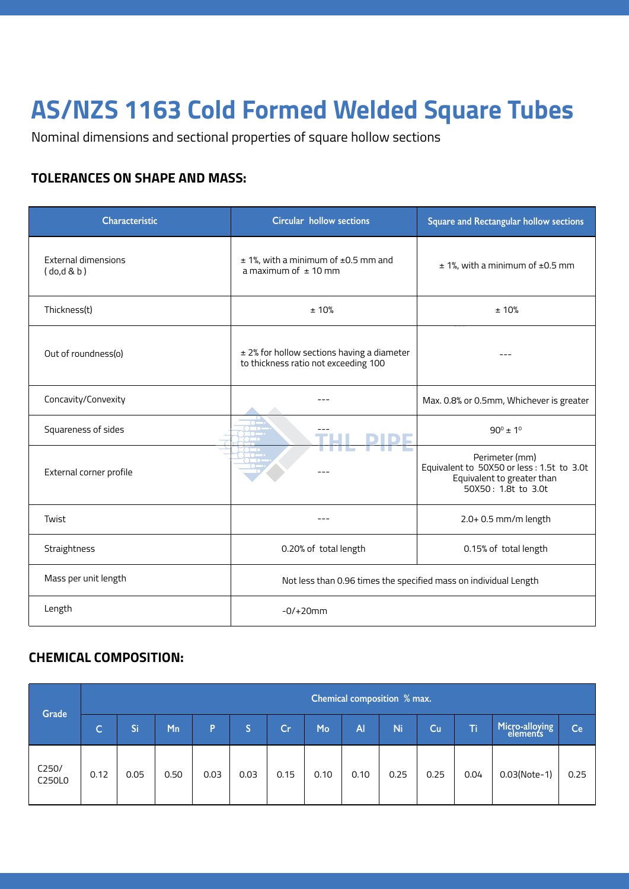# AS/NZS 1163 Cold Formed Welded Square Tubes

Nominal dimensions and sectional properties of square hollow sections

## TOLERANCES ON SHAPE AND MASS:

| Characteristic | Circular hollow sections | Square and Rectangular hollow sections |
|---|---|---|
| External dimensions ( do,d & b ) | ± 1%, with a minimum of ±0.5 mm and a maximum of ± 10 mm | ± 1%, with a minimum of ±0.5 mm |
| Thickness(t) | ± 10% | ± 10% |
| Out of roundness(o) | ± 2% for hollow sections having a diameter to thickness ratio not exceeding 100 | --- |
| Concavity/Convexity | --- | Max. 0.8% or 0.5mm, Whichever is greater |
| Squareness of sides | --- | $90^0 \pm 1^0$ |
| External corner profile | --- | Perimeter (mm) Equivalent to 50X50 or less : 1.5t to 3.0t Equivalent to greater than 50X50 : 1.8t to 3.0t |
| Twist | --- | 2.0+ 0.5 mm/m length |
| Straightness | 0.20% of total length | 0.15% of total length |
| Mass per unit length | Not less than 0.96 times the specified mass on individual Length | |
| Length | -0/+20mm | |

## CHEMICAL COMPOSITION:

| Grade | Chemical composition % max. | | | | | | | | | | | |
|---|---|---|---|---|---|---|---|---|---|---|---|---|
| | C | Si | Mn | P | S | Cr | Mo | Al | Ni | Cu | Ti | Micro-alloying elements | Ce |
| C250/ C250L0 | 0.12 | 0.05 | 0.50 | 0.03 | 0.03 | 0.15 | 0.10 | 0.10 | 0.25 | 0.25 | 0.04 | 0.03(Note-1) | 0.25 |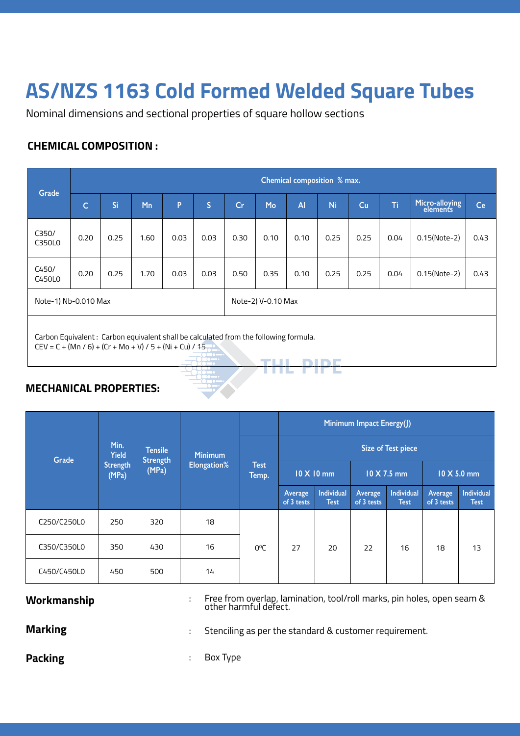# AS/NZS 1163 Cold Formed Welded Square Tubes

Nominal dimensions and sectional properties of square hollow sections

## CHEMICAL COMPOSITION :

| Grade | Chemical composition % max. | | | | | | | | | | | | |
|---|---|---|---|---|---|---|---|---|---|---|---|---|---|
| | C | Si | Mn | P | S | Cr | Mo | Al | Ni | Cu | Ti | Micro-alloying elements | Ce |
| C350/ C350L0 | 0.20 | 0.25 | 1.60 | 0.03 | 0.03 | 0.30 | 0.10 | 0.10 | 0.25 | 0.25 | 0.04 | 0.15(Note-2) | 0.43 |
| C450/ C450L0 | 0.20 | 0.25 | 1.70 | 0.03 | 0.03 | 0.50 | 0.35 | 0.10 | 0.25 | 0.25 | 0.04 | 0.15(Note-2) | 0.43 |

Note-1) Nb-0.010 Max

Note-2) V-0.10 Max

Carbon Equivalent : Carbon equivalent shall be calculated from the following formula.
CEV = C + (Mn / 6) + (Cr + Mo + V) / 5 + (Ni + Cu) / 15

## MECHANICAL PROPERTIES:

| Grade | Min. Yield Strength (MPa) | Tensile Strength (MPa) | Minimum Elongation% | Test Temp. | Minimum Impact Energy(J) | | | | | |
|---|---|---|---|---|---|---|---|---|---|---|
| | | | | | Size of Test piece | | | | | |
| | | | | | 10 X 10 mm | | 10 X 7.5 mm | | 10 X 5.0 mm | |
| | | | | | Average of 3 tests | Individual Test | Average of 3 tests | Individual Test | Average of 3 tests | Individual Test |
| C250/C250L0 | 250 | 320 | 18 | 0°C | 27 | 20 | 22 | 16 | 18 | 13 |
| C350/C350L0 | 350 | 430 | 16 | | | | | | | |
| C450/C450L0 | 450 | 500 | 14 | | | | | | | |

**Workmanship** : Free from overlap, lamination, tool/roll marks, pin holes, open seam & other harmful defect.

**Marking** : Stenciling as per the standard & customer requirement.

**Packing** : Box Type